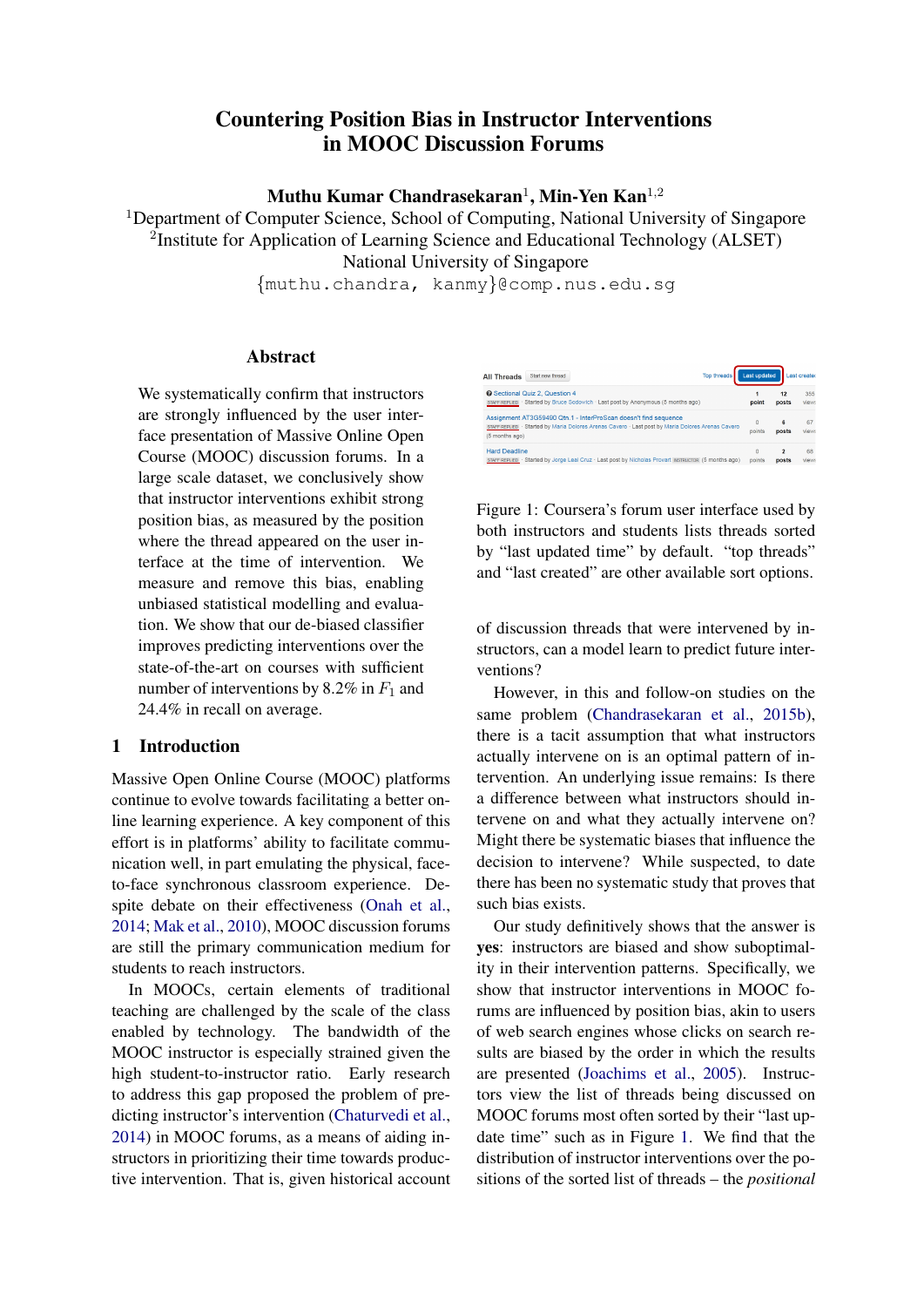# Countering Position Bias in Instructor Interventions in MOOC Discussion Forums

**Muthu Kumar Chandrasekaran**[1], **Min-Yen Kan**[1,2]

[1]Department of Computer Science, School of Computing, National University of Singapore
[2]Institute for Application of Learning Science and Educational Technology (ALSET)
National University of Singapore
{muthu.chandra, kanmy}@comp.nus.edu.sg

## Abstract

We systematically confirm that instructors are strongly influenced by the user interface presentation of Massive Online Open Course (MOOC) discussion forums. In a large scale dataset, we conclusively show that instructor interventions exhibit strong position bias, as measured by the position where the thread appeared on the user interface at the time of intervention. We measure and remove this bias, enabling unbiased statistical modelling and evaluation. We show that our de-biased classifier improves predicting interventions over the state-of-the-art on courses with sufficient number of interventions by 8.2% in $F_1$ and 24.4% in recall on average.

## 1 Introduction

Massive Open Online Course (MOOC) platforms continue to evolve towards facilitating a better online learning experience. A key component of this effort is in platforms' ability to facilitate communication well, in part emulating the physical, face-to-face synchronous classroom experience. Despite debate on their effectiveness (Onah et al., 2014; Mak et al., 2010), MOOC discussion forums are still the primary communication medium for students to reach instructors.

In MOOCs, certain elements of traditional teaching are challenged by the scale of the class enabled by technology. The bandwidth of the MOOC instructor is especially strained given the high student-to-instructor ratio. Early research to address this gap proposed the problem of predicting instructor's intervention (Chaturvedi et al., 2014) in MOOC forums, as a means of aiding instructors in prioritizing their time towards productive intervention. That is, given historical account of discussion threads that were intervened by instructors, can a model learn to predict future interventions?

Figure 1: Coursera's forum user interface used by both instructors and students lists threads sorted by "last updated time" by default. "top threads" and "last created" are other available sort options.

However, in this and follow-on studies on the same problem (Chandrasekaran et al., 2015b), there is a tacit assumption that what instructors actually intervene on is an optimal pattern of intervention. An underlying issue remains: Is there a difference between what instructors should intervene on and what they actually intervene on? Might there be systematic biases that influence the decision to intervene? While suspected, to date there has been no systematic study that proves that such bias exists.

Our study definitively shows that the answer is **yes**: instructors are biased and show suboptimality in their intervention patterns. Specifically, we show that instructor interventions in MOOC forums are influenced by position bias, akin to users of web search engines whose clicks on search results are biased by the order in which the results are presented (Joachims et al., 2005). Instructors view the list of threads being discussed on MOOC forums most often sorted by their "last update time" such as in Figure 1. We find that the distribution of instructor interventions over the positions of the sorted list of threads – the *positional*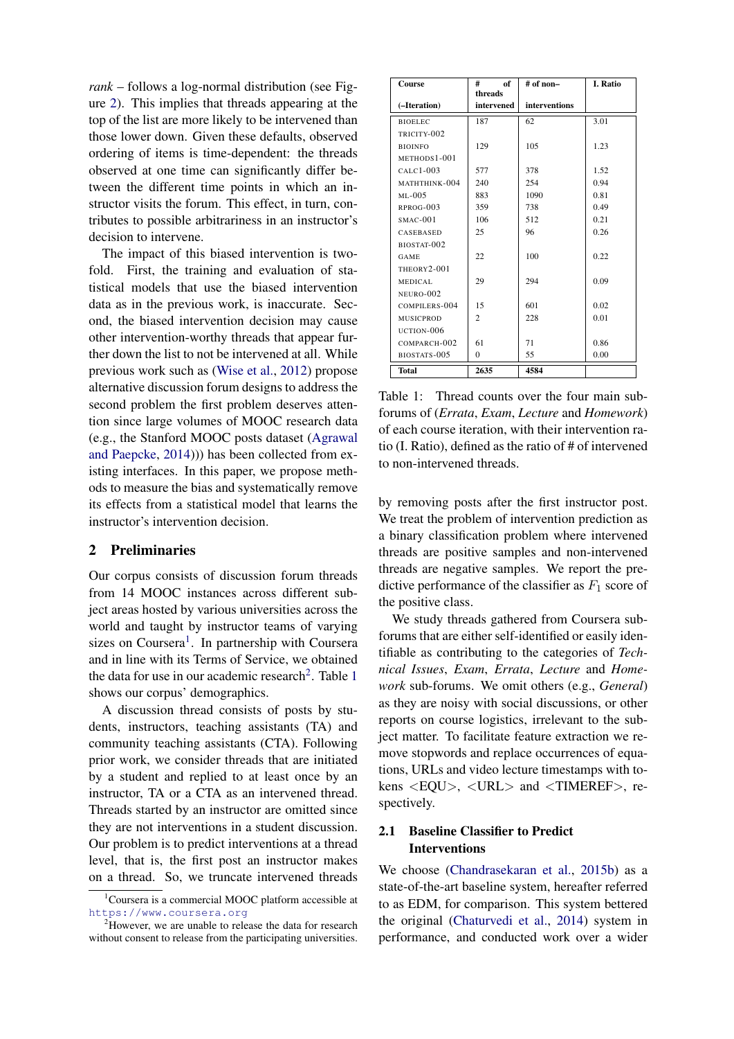*rank* – follows a log-normal distribution (see Figure 2). This implies that threads appearing at the top of the list are more likely to be intervened than those lower down. Given these defaults, observed ordering of items is time-dependent: the threads observed at one time can significantly differ between the different time points in which an instructor visits the forum. This effect, in turn, contributes to possible arbitrariness in an instructor's decision to intervene.

The impact of this biased intervention is twofold. First, the training and evaluation of statistical models that use the biased intervention data as in the previous work, is inaccurate. Second, the biased intervention decision may cause other intervention-worthy threads that appear further down the list to not be intervened at all. While previous work such as (Wise et al., 2012) propose alternative discussion forum designs to address the second problem the first problem deserves attention since large volumes of MOOC research data (e.g., the Stanford MOOC posts dataset (Agrawal and Paepcke, 2014))) has been collected from existing interfaces. In this paper, we propose methods to measure the bias and systematically remove its effects from a statistical model that learns the instructor's intervention decision.

## 2 Preliminaries

Our corpus consists of discussion forum threads from 14 MOOC instances across different subject areas hosted by various universities across the world and taught by instructor teams of varying sizes on Coursera[1]. In partnership with Coursera and in line with its Terms of Service, we obtained the data for use in our academic research[2]. Table 1 shows our corpus' demographics.

A discussion thread consists of posts by students, instructors, teaching assistants (TA) and community teaching assistants (CTA). Following prior work, we consider threads that are initiated by a student and replied to at least once by an instructor, TA or a CTA as an intervened thread. Threads started by an instructor are omitted since they are not interventions in a student discussion. Our problem is to predict interventions at a thread level, that is, the first post an instructor makes on a thread. So, we truncate intervened threads by removing posts after the first instructor post. We treat the problem of intervention prediction as a binary classification problem where intervened threads are positive samples and non-intervened threads are negative samples. We report the predictive performance of the classifier as $F_1$ score of the positive class.

| Course (–Iteration) | # of threads intervened | # of non–interventions | I. Ratio |
|---|---|---|---|
| BIOELEC TRICITY-002 | 187 | 62 | 3.01 |
| BIOINFO METHODS1-001 | 129 | 105 | 1.23 |
| CALC1-003 | 577 | 378 | 1.52 |
| MATHTHINK-004 | 240 | 254 | 0.94 |
| ML-005 | 883 | 1090 | 0.81 |
| RPROG-003 | 359 | 738 | 0.49 |
| SMAC-001 | 106 | 512 | 0.21 |
| CASEBASED BIOSTAT-002 | 25 | 96 | 0.26 |
| GAME THEORY2-001 | 22 | 100 | 0.22 |
| MEDICAL NEURO-002 | 29 | 294 | 0.09 |
| COMPILERS-004 | 15 | 601 | 0.02 |
| MUSICPROD UCTION-006 | 2 | 228 | 0.01 |
| COMPARCH-002 | 61 | 71 | 0.86 |
| BIOSTATS-005 | 0 | 55 | 0.00 |
| **Total** | **2635** | **4584** | |

Table 1: Thread counts over the four main sub-forums of (*Errata*, *Exam*, *Lecture* and *Homework*) of each course iteration, with their intervention ratio (I. Ratio), defined as the ratio of # of intervened to non-intervened threads.

We study threads gathered from Coursera sub-forums that are either self-identified or easily identifiable as contributing to the categories of *Technical Issues*, *Exam*, *Errata*, *Lecture* and *Homework* sub-forums. We omit others (e.g., *General*) as they are noisy with social discussions, or other reports on course logistics, irrelevant to the subject matter. To facilitate feature extraction we remove stopwords and replace occurrences of equations, URLs and video lecture timestamps with tokens <EQU>, <URL> and <TIMEREF>, respectively.

### 2.1 Baseline Classifier to Predict Interventions

We choose (Chandrasekaran et al., 2015b) as a state-of-the-art baseline system, hereafter referred to as EDM, for comparison. This system bettered the original (Chaturvedi et al., 2014) system in performance, and conducted work over a wider

[1] Coursera is a commercial MOOC platform accessible at https://www.coursera.org

[2] However, we are unable to release the data for research without consent to release from the participating universities.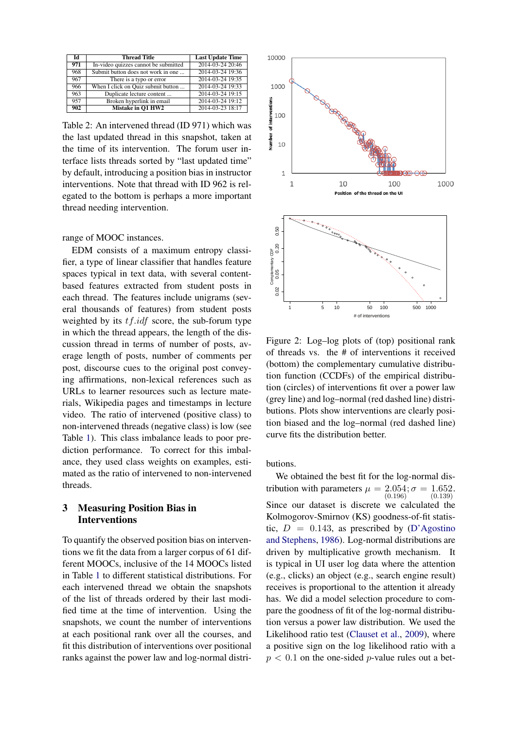| Id | Thread Title | Last Update Time |
|---|---|---|
| **971** | In-video quizzes cannot be submitted | 2014-03-24 20:46 |
| 968 | Submit button does not work in one ... | 2014-03-24 19:36 |
| 967 | There is a typo or error | 2014-03-24 19:35 |
| 966 | When I click on Quiz submit button ... | 2014-03-24 19:33 |
| 963 | Duplicate lecture content ... | 2014-03-24 19:15 |
| 957 | Broken hyperlink in email | 2014-03-24 19:12 |
| **902** | **Mistake in Q1 HW2** | 2014-03-23 18:17 |

Table 2: An intervened thread (ID 971) which was the last updated thread in this snapshot, taken at the time of its intervention. The forum user interface lists threads sorted by "last updated time" by default, introducing a position bias in instructor interventions. Note that thread with ID 962 is relegated to the bottom is perhaps a more important thread needing intervention.

range of MOOC instances.

EDM consists of a maximum entropy classifier, a type of linear classifier that handles feature spaces typical in text data, with several content-based features extracted from student posts in each thread. The features include unigrams (several thousands of features) from student posts weighted by its $tf.idf$ score, the sub-forum type in which the thread appears, the length of the discussion thread in terms of number of posts, average length of posts, number of comments per post, discourse cues to the original post conveying affirmations, non-lexical references such as URLs to learner resources such as lecture materials, Wikipedia pages and timestamps in lecture video. The ratio of intervened (positive class) to non-intervened threads (negative class) is low (see Table 1). This class imbalance leads to poor prediction performance. To correct for this imbalance, they used class weights on examples, estimated as the ratio of intervened to non-intervened threads.

## 3 Measuring Position Bias in Interventions

To quantify the observed position bias on interventions we fit the data from a larger corpus of 61 different MOOCs, inclusive of the 14 MOOCs listed in Table 1 to different statistical distributions. For each intervened thread we obtain the snapshots of the list of threads ordered by their last modified time at the time of intervention. Using the snapshots, we count the number of interventions at each positional rank over all the courses, and fit this distribution of interventions over positional ranks against the power law and log-normal distributions.

Figure 2: Log–log plots of (top) positional rank of threads vs. the # of interventions it received (bottom) the complementary cumulative distribution function (CCDFs) of the empirical distribution (circles) of interventions fit over a power law (grey line) and log–normal (red dashed line) distributions. Plots show interventions are clearly position biased and the log–normal (red dashed line) curve fits the distribution better.

We obtained the best fit for the log-normal distribution with parameters $\mu = \underset{(0.196)}{2.054}; \sigma = \underset{(0.139)}{1.652}$. Since our dataset is discrete we calculated the Kolmogorov-Smirnov (KS) goodness-of-fit statistic, $D = 0.143$, as prescribed by (D'Agostino and Stephens, 1986). Log-normal distributions are driven by multiplicative growth mechanism. It is typical in UI user log data where the attention (e.g., clicks) an object (e.g., search engine result) receives is proportional to the attention it already has. We did a model selection procedure to compare the goodness of fit of the log-normal distribution versus a power law distribution. We used the Likelihood ratio test (Clauset et al., 2009), where a positive sign on the log likelihood ratio with a $p < 0.1$ on the one-sided $p$-value rules out a bet-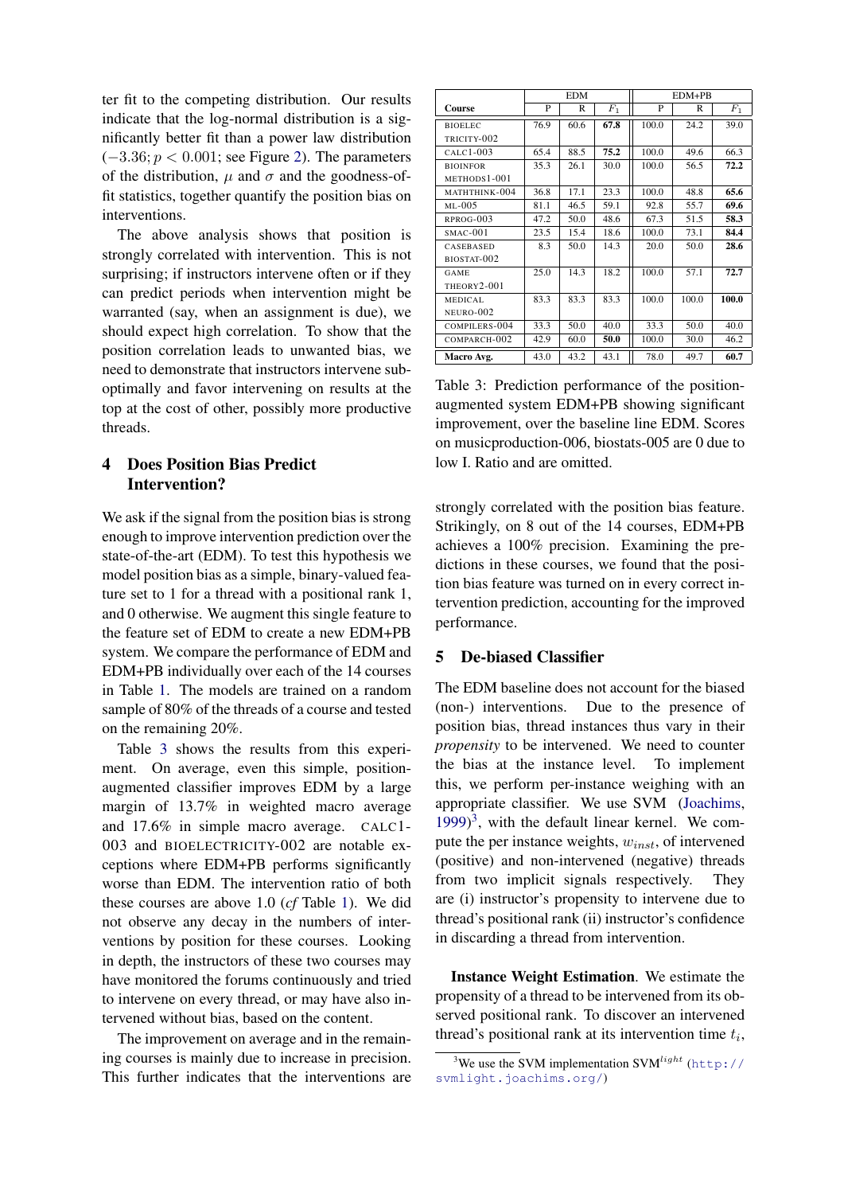ter fit to the competing distribution. Our results indicate that the log-normal distribution is a significantly better fit than a power law distribution ($-3.36; p < 0.001$; see Figure 2). The parameters of the distribution, $\mu$ and $\sigma$ and the goodness-of-fit statistics, together quantify the position bias on interventions.

The above analysis shows that position is strongly correlated with intervention. This is not surprising; if instructors intervene often or if they can predict periods when intervention might be warranted (say, when an assignment is due), we should expect high correlation. To show that the position correlation leads to unwanted bias, we need to demonstrate that instructors intervene sub-optimally and favor intervening on results at the top at the cost of other, possibly more productive threads.

## 4 Does Position Bias Predict Intervention?

We ask if the signal from the position bias is strong enough to improve intervention prediction over the state-of-the-art (EDM). To test this hypothesis we model position bias as a simple, binary-valued feature set to 1 for a thread with a positional rank 1, and 0 otherwise. We augment this single feature to the feature set of EDM to create a new EDM+PB system. We compare the performance of EDM and EDM+PB individually over each of the 14 courses in Table 1. The models are trained on a random sample of 80% of the threads of a course and tested on the remaining 20%.

Table 3 shows the results from this experiment. On average, even this simple, position-augmented classifier improves EDM by a large margin of 13.7% in weighted macro average and 17.6% in simple macro average. CALC1-003 and BIOELECTRICITY-002 are notable exceptions where EDM+PB performs significantly worse than EDM. The intervention ratio of both these courses are above 1.0 (*cf* Table 1). We did not observe any decay in the numbers of interventions by position for these courses. Looking in depth, the instructors of these two courses may have monitored the forums continuously and tried to intervene on every thread, or may have also intervened without bias, based on the content.

The improvement on average and in the remaining courses is mainly due to increase in precision. This further indicates that the interventions are strongly correlated with the position bias feature. Strikingly, on 8 out of the 14 courses, EDM+PB achieves a 100% precision. Examining the predictions in these courses, we found that the position bias feature was turned on in every correct intervention prediction, accounting for the improved performance.

| | EDM | | | EDM+PB | | |
|---|---|---|---|---|---|---|
| **Course** | P | R | $F_1$ | P | R | $F_1$ |
| BIOELECTRICITY-002 | 76.9 | 60.6 | **67.8** | 100.0 | 24.2 | 39.0 |
| CALC1-003 | 65.4 | 88.5 | **75.2** | 100.0 | 49.6 | 66.3 |
| BIOINFORMETHODS1-001 | 35.3 | 26.1 | 30.0 | 100.0 | 56.5 | **72.2** |
| MATHTHINK-004 | 36.8 | 17.1 | 23.3 | 100.0 | 48.8 | **65.6** |
| ML-005 | 81.1 | 46.5 | 59.1 | 92.8 | 55.7 | **69.6** |
| RPROG-003 | 47.2 | 50.0 | 48.6 | 67.3 | 51.5 | **58.3** |
| SMAC-001 | 23.5 | 15.4 | 18.6 | 100.0 | 73.1 | **84.4** |
| CASEBASEDBIOSTAT-002 | 8.3 | 50.0 | 14.3 | 20.0 | 50.0 | **28.6** |
| GAMETHEORY2-001 | 25.0 | 14.3 | 18.2 | 100.0 | 57.1 | **72.7** |
| MEDICALNEURO-002 | 83.3 | 83.3 | 83.3 | 100.0 | 100.0 | **100.0** |
| COMPILERS-004 | 33.3 | 50.0 | 40.0 | 33.3 | 50.0 | 40.0 |
| COMPARCH-002 | 42.9 | 60.0 | **50.0** | 100.0 | 30.0 | 46.2 |
| **Macro Avg.** | 43.0 | 43.2 | 43.1 | 78.0 | 49.7 | **60.7** |

Table 3: Prediction performance of the position-augmented system EDM+PB showing significant improvement, over the baseline line EDM. Scores on musicproduction-006, biostats-005 are 0 due to low I. Ratio and are omitted.

## 5 De-biased Classifier

The EDM baseline does not account for the biased (non-) interventions. Due to the presence of position bias, thread instances thus vary in their *propensity* to be intervened. We need to counter the bias at the instance level. To implement this, we perform per-instance weighing with an appropriate classifier. We use SVM (Joachims, 1999)[3], with the default linear kernel. We compute the per instance weights, $w_{inst}$, of intervened (positive) and non-intervened (negative) threads from two implicit signals respectively. They are (i) instructor's propensity to intervene due to thread's positional rank (ii) instructor's confidence in discarding a thread from intervention.

**Instance Weight Estimation**. We estimate the propensity of a thread to be intervened from its observed positional rank. To discover an intervened thread's positional rank at its intervention time $t_i$,

[3] We use the SVM implementation SVM$^{light}$ (http://svmlight.joachims.org/)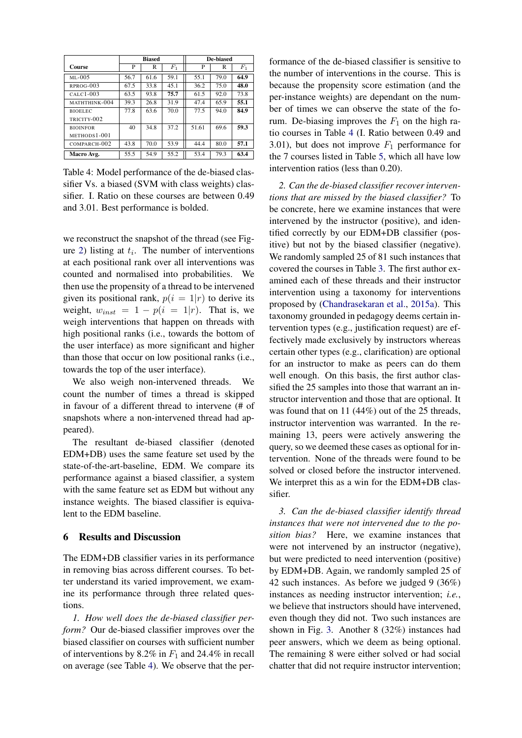| Course | Biased | | | De-biased | | |
|---|---|---|---|---|---|---|
| | P | R | $F_1$ | P | R | $F_1$ |
| ML-005 | 56.7 | 61.6 | 59.1 | 55.1 | 79.0 | **64.9** |
| RPROG-003 | 67.5 | 33.8 | 45.1 | 36.2 | 75.0 | **48.0** |
| CALC1-003 | 63.5 | 93.8 | **75.7** | 61.5 | 92.0 | 73.8 |
| MATHTHINK-004 | 39.3 | 26.8 | 31.9 | 47.4 | 65.9 | **55.1** |
| BIOELEC TRICITY-002 | 77.8 | 63.6 | 70.0 | 77.5 | 94.0 | **84.9** |
| BIOINFOR METHODS1-001 | 40 | 34.8 | 37.2 | 51.61 | 69.6 | **59.3** |
| COMPARCH-002 | 43.8 | 70.0 | 53.9 | 44.4 | 80.0 | **57.1** |
| **Macro Avg.** | 55.5 | 54.9 | 55.2 | 53.4 | 79.3 | **63.4** |

Table 4: Model performance of the de-biased classifier Vs. a biased (SVM with class weights) classifier. I. Ratio on these courses are between 0.49 and 3.01. Best performance is bolded.

we reconstruct the snapshot of the thread (see Figure 2) listing at $t_i$. The number of interventions at each positional rank over all interventions was counted and normalised into probabilities. We then use the propensity of a thread to be intervened given its positional rank, $p(i = 1|r)$ to derive its weight, $w_{inst} = 1 - p(i = 1|r)$. That is, we weigh interventions that happen on threads with high positional ranks (i.e., towards the bottom of the user interface) as more significant and higher than those that occur on low positional ranks (i.e., towards the top of the user interface).

We also weigh non-intervened threads. We count the number of times a thread is skipped in favour of a different thread to intervene (# of snapshots where a non-intervened thread had appeared).

The resultant de-biased classifier (denoted EDM+DB) uses the same feature set used by the state-of-the-art-baseline, EDM. We compare its performance against a biased classifier, a system with the same feature set as EDM but without any instance weights. The biased classifier is equivalent to the EDM baseline.

## 6 Results and Discussion

The EDM+DB classifier varies in its performance in removing bias across different courses. To better understand its varied improvement, we examine its performance through three related questions.

*1. How well does the de-biased classifier perform?* Our de-biased classifier improves over the biased classifier on courses with sufficient number of interventions by 8.2% in $F_1$ and 24.4% in recall on average (see Table 4). We observe that the performance of the de-biased classifier is sensitive to the number of interventions in the course. This is because the propensity score estimation (and the per-instance weights) are dependant on the number of times we can observe the state of the forum. De-biasing improves the $F_1$ on the high ratio courses in Table 4 (I. Ratio between 0.49 and 3.01), but does not improve $F_1$ performance for the 7 courses listed in Table 5, which all have low intervention ratios (less than 0.20).

*2. Can the de-biased classifier recover interventions that are missed by the biased classifier?* To be concrete, here we examine instances that were intervened by the instructor (positive), and identified correctly by our EDM+DB classifier (positive) but not by the biased classifier (negative). We randomly sampled 25 of 81 such instances that covered the courses in Table 3. The first author examined each of these threads and their instructor intervention using a taxonomy for interventions proposed by (Chandrasekaran et al., 2015a). This taxonomy grounded in pedagogy deems certain intervention types (e.g., justification request) are effectively made exclusively by instructors whereas certain other types (e.g., clarification) are optional for an instructor to make as peers can do them well enough. On this basis, the first author classified the 25 samples into those that warrant an instructor intervention and those that are optional. It was found that on 11 (44%) out of the 25 threads, instructor intervention was warranted. In the remaining 13, peers were actively answering the query, so we deemed these cases as optional for intervention. None of the threads were found to be solved or closed before the instructor intervened. We interpret this as a win for the EDM+DB classifier.

*3. Can the de-biased classifier identify thread instances that were not intervened due to the position bias?* Here, we examine instances that were not intervened by an instructor (negative), but were predicted to need intervention (positive) by EDM+DB. Again, we randomly sampled 25 of 42 such instances. As before we judged 9 (36%) instances as needing instructor intervention; *i.e.*, we believe that instructors should have intervened, even though they did not. Two such instances are shown in Fig. 3. Another 8 (32%) instances had peer answers, which we deem as being optional. The remaining 8 were either solved or had social chatter that did not require instructor intervention;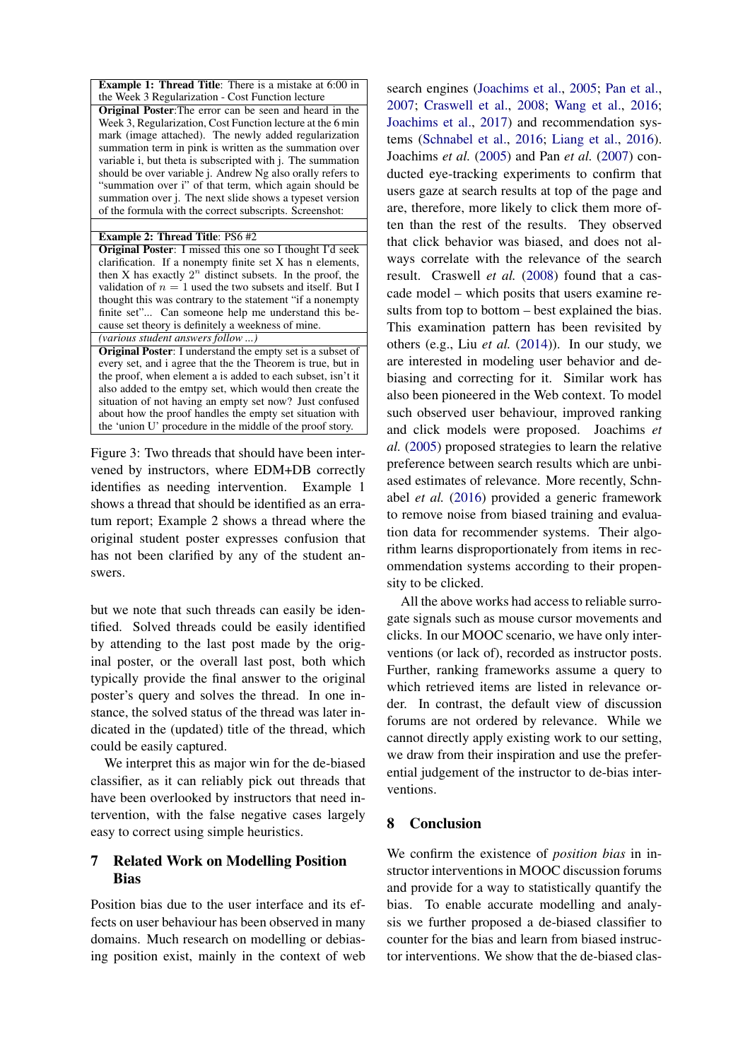**Example 1: Thread Title**: There is a mistake at 6:00 in the Week 3 Regularization - Cost Function lecture

**Original Poster**:The error can be seen and heard in the Week 3, Regularization, Cost Function lecture at the 6 min mark (image attached). The newly added regularization summation term in pink is written as the summation over variable i, but theta is subscripted with j. The summation should be over variable j. Andrew Ng also orally refers to "summation over i" of that term, which again should be summation over j. The next slide shows a typeset version of the formula with the correct subscripts. Screenshot:

**Example 2: Thread Title**: PS6 #2

**Original Poster**: I missed this one so I thought I'd seek clarification. If a nonempty finite set X has n elements, then X has exactly $2^n$ distinct subsets. In the proof, the validation of $n = 1$ used the two subsets and itself. But I thought this was contrary to the statement "if a nonempty finite set"... Can someone help me understand this because set theory is definitely a weekness of mine.

*(various student answers follow ...)*

**Original Poster**: I understand the empty set is a subset of every set, and i agree that the the Theorem is true, but in the proof, when element a is added to each subset, isn't it also added to the emtpy set, which would then create the situation of not having an empty set now? Just confused about how the proof handles the empty set situation with the 'union U' procedure in the middle of the proof story.

Figure 3: Two threads that should have been intervened by instructors, where EDM+DB correctly identifies as needing intervention. Example 1 shows a thread that should be identified as an erratum report; Example 2 shows a thread where the original student poster expresses confusion that has not been clarified by any of the student answers.

but we note that such threads can easily be identified. Solved threads could be easily identified by attending to the last post made by the original poster, or the overall last post, both which typically provide the final answer to the original poster's query and solves the thread. In one instance, the solved status of the thread was later indicated in the (updated) title of the thread, which could be easily captured.

We interpret this as major win for the de-biased classifier, as it can reliably pick out threads that have been overlooked by instructors that need intervention, with the false negative cases largely easy to correct using simple heuristics.

## 7 Related Work on Modelling Position Bias

Position bias due to the user interface and its effects on user behaviour has been observed in many domains. Much research on modelling or debiasing position exist, mainly in the context of web search engines (Joachims et al., 2005; Pan et al., 2007; Craswell et al., 2008; Wang et al., 2016; Joachims et al., 2017) and recommendation systems (Schnabel et al., 2016; Liang et al., 2016). Joachims *et al.* (2005) and Pan *et al.* (2007) conducted eye-tracking experiments to confirm that users gaze at search results at top of the page and are, therefore, more likely to click them more often than the rest of the results. They observed that click behavior was biased, and does not always correlate with the relevance of the search result. Craswell *et al.* (2008) found that a cascade model – which posits that users examine results from top to bottom – best explained the bias. This examination pattern has been revisited by others (e.g., Liu *et al.* (2014)). In our study, we are interested in modeling user behavior and debiasing and correcting for it. Similar work has also been pioneered in the Web context. To model such observed user behaviour, improved ranking and click models were proposed. Joachims *et al.* (2005) proposed strategies to learn the relative preference between search results which are unbiased estimates of relevance. More recently, Schnabel *et al.* (2016) provided a generic framework to remove noise from biased training and evaluation data for recommender systems. Their algorithm learns disproportionately from items in recommendation systems according to their propensity to be clicked.

All the above works had access to reliable surrogate signals such as mouse cursor movements and clicks. In our MOOC scenario, we have only interventions (or lack of), recorded as instructor posts. Further, ranking frameworks assume a query to which retrieved items are listed in relevance order. In contrast, the default view of discussion forums are not ordered by relevance. While we cannot directly apply existing work to our setting, we draw from their inspiration and use the preferential judgement of the instructor to de-bias interventions.

## 8 Conclusion

We confirm the existence of *position bias* in instructor interventions in MOOC discussion forums and provide for a way to statistically quantify the bias. To enable accurate modelling and analysis we further proposed a de-biased classifier to counter for the bias and learn from biased instructor interventions. We show that the de-biased clas-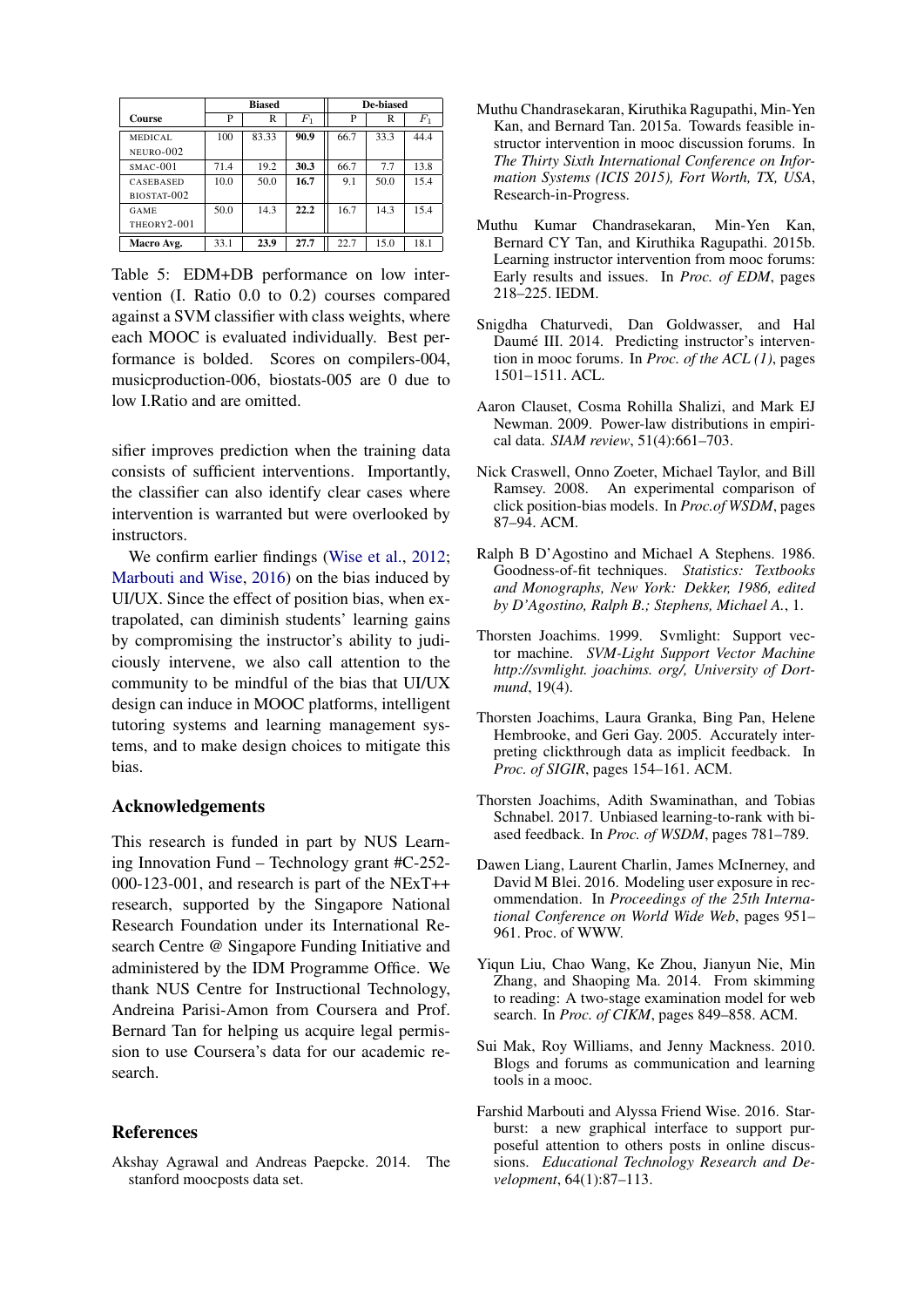| Course | Biased | | | De-biased | | |
|---|---|---|---|---|---|---|
| | P | R | $F_1$ | P | R | $F_1$ |
| MEDICAL NEURO-002 | 100 | 83.33 | **90.9** | 66.7 | 33.3 | 44.4 |
| SMAC-001 | 71.4 | 19.2 | **30.3** | 66.7 | 7.7 | 13.8 |
| CASEBASED BIOSTAT-002 | 10.0 | 50.0 | **16.7** | 9.1 | 50.0 | 15.4 |
| GAME THEORY2-001 | 50.0 | 14.3 | **22.2** | 16.7 | 14.3 | 15.4 |
| **Macro Avg.** | 33.1 | **23.9** | **27.7** | 22.7 | 15.0 | 18.1 |

Table 5: EDM+DB performance on low intervention (I. Ratio 0.0 to 0.2) courses compared against a SVM classifier with class weights, where each MOOC is evaluated individually. Best performance is bolded. Scores on compilers-004, musicproduction-006, biostats-005 are 0 due to low I.Ratio and are omitted.

sifier improves prediction when the training data consists of sufficient interventions. Importantly, the classifier can also identify clear cases where intervention is warranted but were overlooked by instructors.

We confirm earlier findings (Wise et al., 2012; Marbouti and Wise, 2016) on the bias induced by UI/UX. Since the effect of position bias, when extrapolated, can diminish students' learning gains by compromising the instructor's ability to judiciously intervene, we also call attention to the community to be mindful of the bias that UI/UX design can induce in MOOC platforms, intelligent tutoring systems and learning management systems, and to make design choices to mitigate this bias.

## Acknowledgements

This research is funded in part by NUS Learning Innovation Fund – Technology grant #C-252-000-123-001, and research is part of the NExT++ research, supported by the Singapore National Research Foundation under its International Research Centre @ Singapore Funding Initiative and administered by the IDM Programme Office. We thank NUS Centre for Instructional Technology, Andreina Parisi-Amon from Coursera and Prof. Bernard Tan for helping us acquire legal permission to use Coursera's data for our academic research.

## References

Akshay Agrawal and Andreas Paepcke. 2014. The stanford moocposts data set.

Muthu Chandrasekaran, Kiruthika Ragupathi, Min-Yen Kan, and Bernard Tan. 2015a. Towards feasible instructor intervention in mooc discussion forums. In *The Thirty Sixth International Conference on Information Systems (ICIS 2015), Fort Worth, TX, USA*, Research-in-Progress.

Muthu Kumar Chandrasekaran, Min-Yen Kan, Bernard CY Tan, and Kiruthika Ragupathi. 2015b. Learning instructor intervention from mooc forums: Early results and issues. In *Proc. of EDM*, pages 218–225. IEDM.

Snigdha Chaturvedi, Dan Goldwasser, and Hal Daumé III. 2014. Predicting instructor's intervention in mooc forums. In *Proc. of the ACL (1)*, pages 1501–1511. ACL.

Aaron Clauset, Cosma Rohilla Shalizi, and Mark EJ Newman. 2009. Power-law distributions in empirical data. *SIAM review*, 51(4):661–703.

Nick Craswell, Onno Zoeter, Michael Taylor, and Bill Ramsey. 2008. An experimental comparison of click position-bias models. In *Proc.of WSDM*, pages 87–94. ACM.

Ralph B D'Agostino and Michael A Stephens. 1986. Goodness-of-fit techniques. *Statistics: Textbooks and Monographs, New York: Dekker, 1986, edited by D'Agostino, Ralph B.; Stephens, Michael A.*, 1.

Thorsten Joachims. 1999. Svmlight: Support vector machine. *SVM-Light Support Vector Machine http://svmlight. joachims. org/, University of Dortmund*, 19(4).

Thorsten Joachims, Laura Granka, Bing Pan, Helene Hembrooke, and Geri Gay. 2005. Accurately interpreting clickthrough data as implicit feedback. In *Proc. of SIGIR*, pages 154–161. ACM.

Thorsten Joachims, Adith Swaminathan, and Tobias Schnabel. 2017. Unbiased learning-to-rank with biased feedback. In *Proc. of WSDM*, pages 781–789.

Dawen Liang, Laurent Charlin, James McInerney, and David M Blei. 2016. Modeling user exposure in recommendation. In *Proceedings of the 25th International Conference on World Wide Web*, pages 951–961. Proc. of WWW.

Yiqun Liu, Chao Wang, Ke Zhou, Jianyun Nie, Min Zhang, and Shaoping Ma. 2014. From skimming to reading: A two-stage examination model for web search. In *Proc. of CIKM*, pages 849–858. ACM.

Sui Mak, Roy Williams, and Jenny Mackness. 2010. Blogs and forums as communication and learning tools in a mooc.

Farshid Marbouti and Alyssa Friend Wise. 2016. Starburst: a new graphical interface to support purposeful attention to others posts in online discussions. *Educational Technology Research and Development*, 64(1):87–113.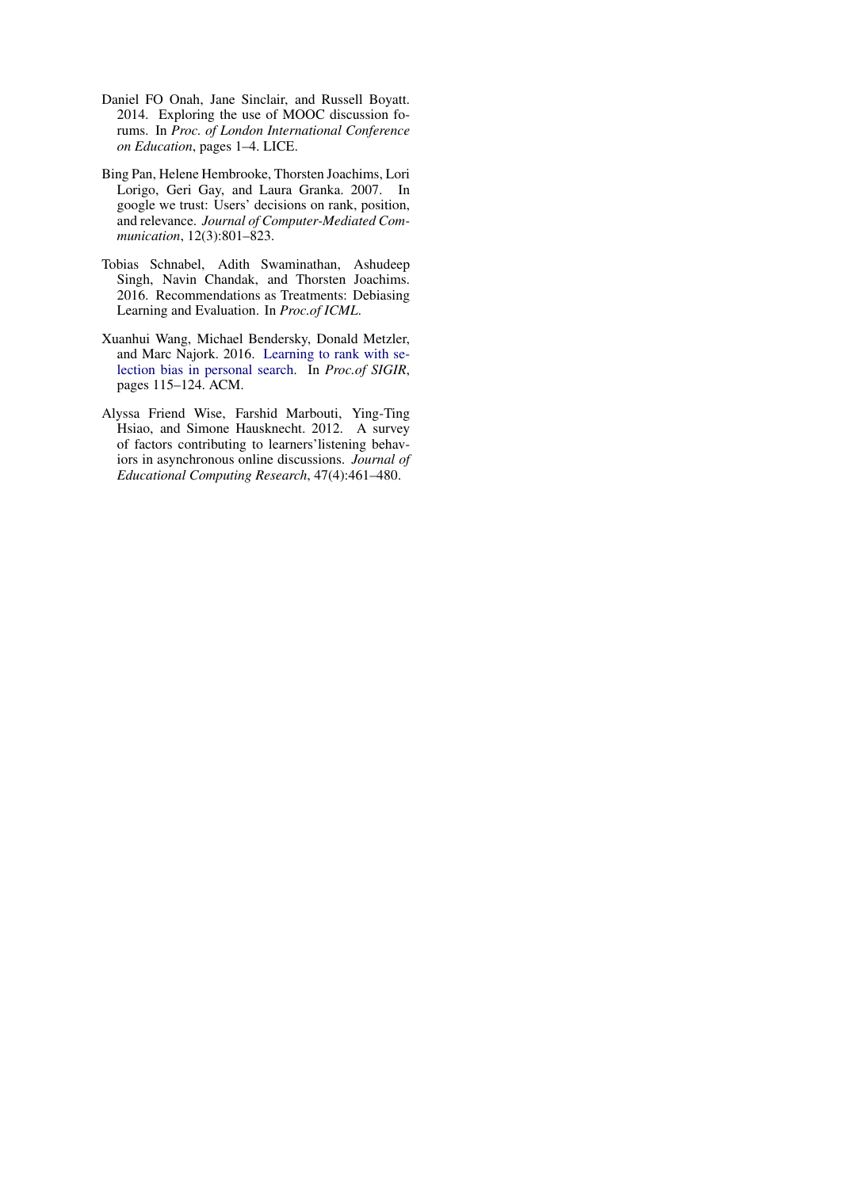Daniel FO Onah, Jane Sinclair, and Russell Boyatt. 2014. Exploring the use of MOOC discussion forums. In *Proc. of London International Conference on Education*, pages 1–4. LICE.

Bing Pan, Helene Hembrooke, Thorsten Joachims, Lori Lorigo, Geri Gay, and Laura Granka. 2007. In google we trust: Users' decisions on rank, position, and relevance. *Journal of Computer-Mediated Communication*, 12(3):801–823.

Tobias Schnabel, Adith Swaminathan, Ashudeep Singh, Navin Chandak, and Thorsten Joachims. 2016. Recommendations as Treatments: Debiasing Learning and Evaluation. In *Proc.of ICML*.

Xuanhui Wang, Michael Bendersky, Donald Metzler, and Marc Najork. 2016. Learning to rank with selection bias in personal search. In *Proc.of SIGIR*, pages 115–124. ACM.

Alyssa Friend Wise, Farshid Marbouti, Ying-Ting Hsiao, and Simone Hausknecht. 2012. A survey of factors contributing to learners'listening behaviors in asynchronous online discussions. *Journal of Educational Computing Research*, 47(4):461–480.